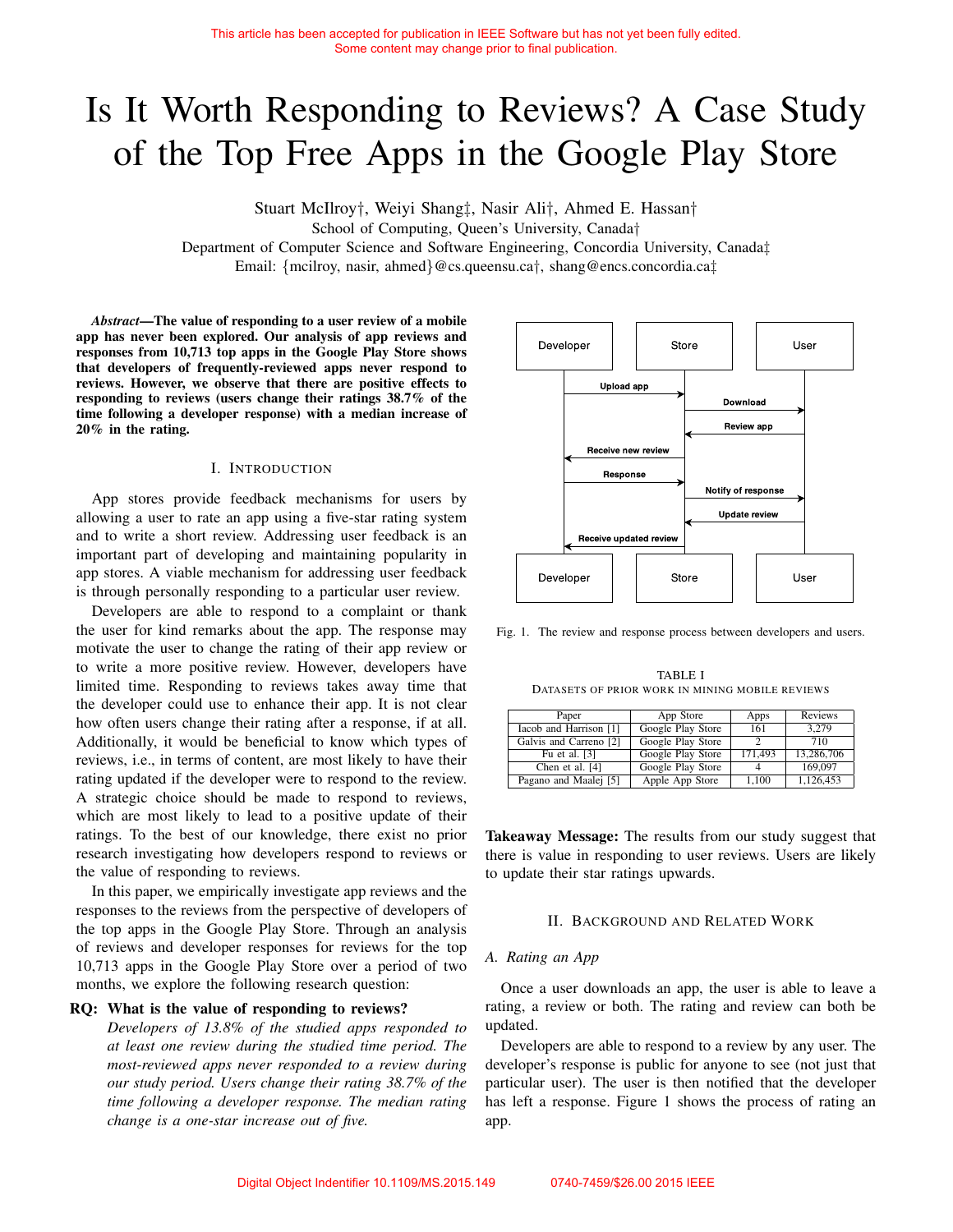# Is It Worth Responding to Reviews? A Case Study of the Top Free Apps in the Google Play Store

Stuart McIlroy†, Weiyi Shang‡, Nasir Ali†, Ahmed E. Hassan†
School of Computing, Queen's University, Canada†
Department of Computer Science and Software Engineering, Concordia University, Canada‡
Email: {mcilroy, nasir, ahmed}@cs.queensu.ca†, shang@encs.concordia.ca‡

***Abstract*—The value of responding to a user review of a mobile app has never been explored. Our analysis of app reviews and responses from 10,713 top apps in the Google Play Store shows that developers of frequently-reviewed apps never respond to reviews. However, we observe that there are positive effects to responding to reviews (users change their ratings 38.7% of the time following a developer response) with a median increase of 20% in the rating.**

## I. Introduction

App stores provide feedback mechanisms for users by allowing a user to rate an app using a five-star rating system and to write a short review. Addressing user feedback is an important part of developing and maintaining popularity in app stores. A viable mechanism for addressing user feedback is through personally responding to a particular user review.

Developers are able to respond to a complaint or thank the user for kind remarks about the app. The response may motivate the user to change the rating of their app review or to write a more positive review. However, developers have limited time. Responding to reviews takes away time that the developer could use to enhance their app. It is not clear how often users change their rating after a response, if at all. Additionally, it would be beneficial to know which types of reviews, i.e., in terms of content, are most likely to have their rating updated if the developer were to respond to the review. A strategic choice should be made to respond to reviews, which are most likely to lead to a positive update of their ratings. To the best of our knowledge, there exist no prior research investigating how developers respond to reviews or the value of responding to reviews.

In this paper, we empirically investigate app reviews and the responses to the reviews from the perspective of developers of the top apps in the Google Play Store. Through an analysis of reviews and developer responses for reviews for the top 10,713 apps in the Google Play Store over a period of two months, we explore the following research question:

**RQ: What is the value of responding to reviews?**
*Developers of 13.8% of the studied apps responded to at least one review during the studied time period. The most-reviewed apps never responded to a review during our study period. Users change their rating 38.7% of the time following a developer response. The median rating change is a one-star increase out of five.*

Developer
Store
User
Upload app
Download
Review app
Receive new review
Response
Notify of response
Update review
Receive updated review
Developer
Store
User

Fig. 1. The review and response process between developers and users.

TABLE I
Datasets of prior work in mining mobile reviews

| Paper | App Store | Apps | Reviews |
|---|---|---|---|
| Iacob and Harrison [1] | Google Play Store | 161 | 3,279 |
| Galvis and Carreno [2] | Google Play Store | 2 | 710 |
| Fu et al. [3] | Google Play Store | 171,493 | 13,286,706 |
| Chen et al. [4] | Google Play Store | 4 | 169,097 |
| Pagano and Maalej [5] | Apple App Store | 1,100 | 1,126,453 |

**Takeaway Message:** The results from our study suggest that there is value in responding to user reviews. Users are likely to update their star ratings upwards.

## II. Background and Related Work

### A. Rating an App

Once a user downloads an app, the user is able to leave a rating, a review or both. The rating and review can both be updated.

Developers are able to respond to a review by any user. The developer's response is public for anyone to see (not just that particular user). The user is then notified that the developer has left a response. Figure 1 shows the process of rating an app.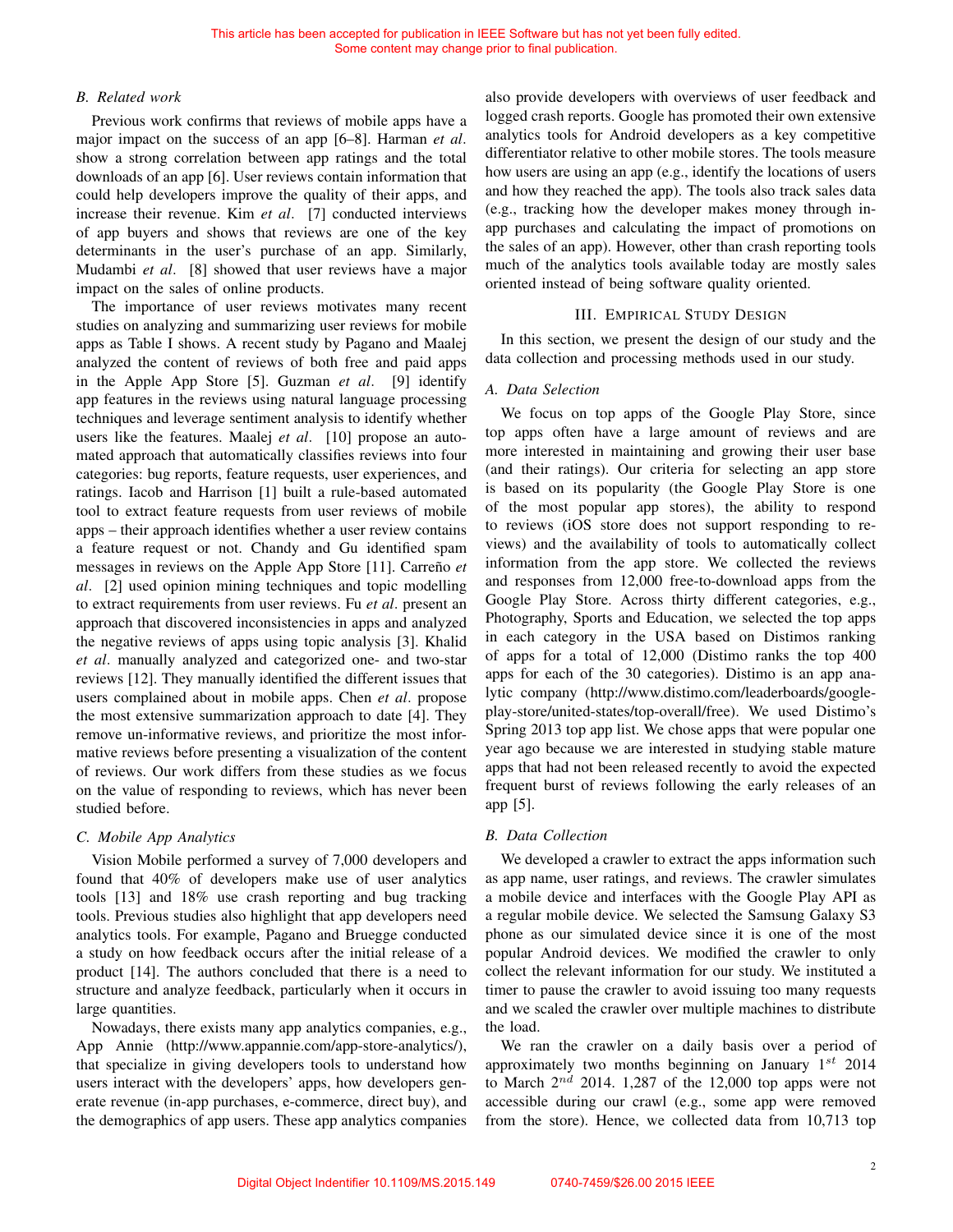### B. Related work

Previous work confirms that reviews of mobile apps have a major impact on the success of an app [6–8]. Harman *et al.* show a strong correlation between app ratings and the total downloads of an app [6]. User reviews contain information that could help developers improve the quality of their apps, and increase their revenue. Kim *et al.* [7] conducted interviews of app buyers and shows that reviews are one of the key determinants in the user's purchase of an app. Similarly, Mudambi *et al.* [8] showed that user reviews have a major impact on the sales of online products.

The importance of user reviews motivates many recent studies on analyzing and summarizing user reviews for mobile apps as Table I shows. A recent study by Pagano and Maalej analyzed the content of reviews of both free and paid apps in the Apple App Store [5]. Guzman *et al.* [9] identify app features in the reviews using natural language processing techniques and leverage sentiment analysis to identify whether users like the features. Maalej *et al.* [10] propose an automated approach that automatically classifies reviews into four categories: bug reports, feature requests, user experiences, and ratings. Iacob and Harrison [1] built a rule-based automated tool to extract feature requests from user reviews of mobile apps – their approach identifies whether a user review contains a feature request or not. Chandy and Gu identified spam messages in reviews on the Apple App Store [11]. Carreño *et al.* [2] used opinion mining techniques and topic modelling to extract requirements from user reviews. Fu *et al.* present an approach that discovered inconsistencies in apps and analyzed the negative reviews of apps using topic analysis [3]. Khalid *et al.* manually analyzed and categorized one- and two-star reviews [12]. They manually identified the different issues that users complained about in mobile apps. Chen *et al.* propose the most extensive summarization approach to date [4]. They remove un-informative reviews, and prioritize the most informative reviews before presenting a visualization of the content of reviews. Our work differs from these studies as we focus on the value of responding to reviews, which has never been studied before.

### C. Mobile App Analytics

Vision Mobile performed a survey of 7,000 developers and found that 40% of developers make use of user analytics tools [13] and 18% use crash reporting and bug tracking tools. Previous studies also highlight that app developers need analytics tools. For example, Pagano and Bruegge conducted a study on how feedback occurs after the initial release of a product [14]. The authors concluded that there is a need to structure and analyze feedback, particularly when it occurs in large quantities.

Nowadays, there exists many app analytics companies, e.g., App Annie (http://www.appannie.com/app-store-analytics/), that specialize in giving developers tools to understand how users interact with the developers' apps, how developers generate revenue (in-app purchases, e-commerce, direct buy), and the demographics of app users. These app analytics companies also provide developers with overviews of user feedback and logged crash reports. Google has promoted their own extensive analytics tools for Android developers as a key competitive differentiator relative to other mobile stores. The tools measure how users are using an app (e.g., identify the locations of users and how they reached the app). The tools also track sales data (e.g., tracking how the developer makes money through in-app purchases and calculating the impact of promotions on the sales of an app). However, other than crash reporting tools much of the analytics tools available today are mostly sales oriented instead of being software quality oriented.

## III. Empirical Study Design

In this section, we present the design of our study and the data collection and processing methods used in our study.

### A. Data Selection

We focus on top apps of the Google Play Store, since top apps often have a large amount of reviews and are more interested in maintaining and growing their user base (and their ratings). Our criteria for selecting an app store is based on its popularity (the Google Play Store is one of the most popular app stores), the ability to respond to reviews (iOS store does not support responding to reviews) and the availability of tools to automatically collect information from the app store. We collected the reviews and responses from 12,000 free-to-download apps from the Google Play Store. Across thirty different categories, e.g., Photography, Sports and Education, we selected the top apps in each category in the USA based on Distimos ranking of apps for a total of 12,000 (Distimo ranks the top 400 apps for each of the 30 categories). Distimo is an app analytic company (http://www.distimo.com/leaderboards/google-play-store/united-states/top-overall/free). We used Distimo's Spring 2013 top app list. We chose apps that were popular one year ago because we are interested in studying stable mature apps that had not been released recently to avoid the expected frequent burst of reviews following the early releases of an app [5].

### B. Data Collection

We developed a crawler to extract the apps information such as app name, user ratings, and reviews. The crawler simulates a mobile device and interfaces with the Google Play API as a regular mobile device. We selected the Samsung Galaxy S3 phone as our simulated device since it is one of the most popular Android devices. We modified the crawler to only collect the relevant information for our study. We instituted a timer to pause the crawler to avoid issuing too many requests and we scaled the crawler over multiple machines to distribute the load.

We ran the crawler on a daily basis over a period of approximately two months beginning on January $1^{st}$ 2014 to March $2^{nd}$ 2014. 1,287 of the 12,000 top apps were not accessible during our crawl (e.g., some app were removed from the store). Hence, we collected data from 10,713 top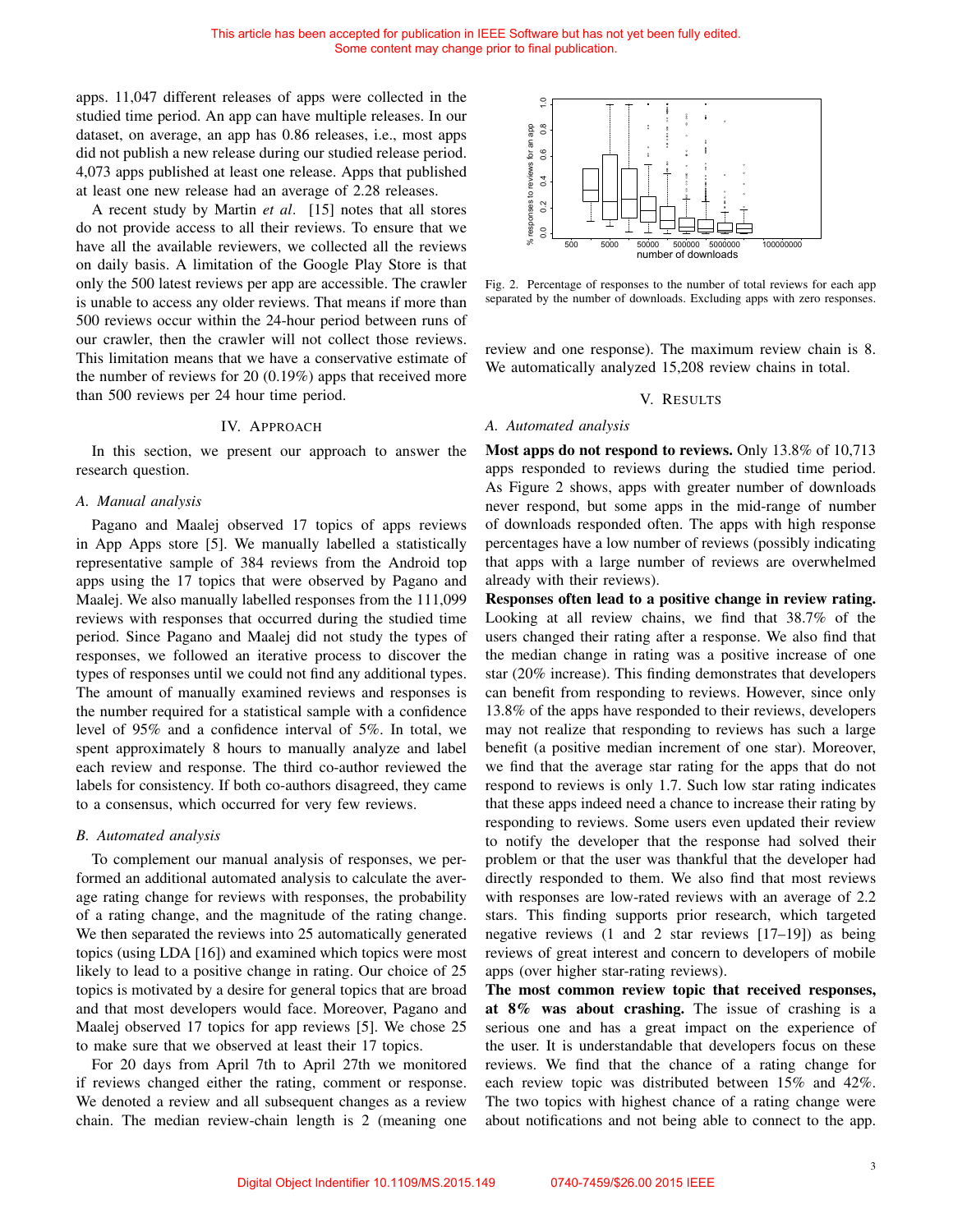apps. 11,047 different releases of apps were collected in the studied time period. An app can have multiple releases. In our dataset, on average, an app has 0.86 releases, i.e., most apps did not publish a new release during our studied release period. 4,073 apps published at least one release. Apps that published at least one new release had an average of 2.28 releases.

A recent study by Martin *et al*. [15] notes that all stores do not provide access to all their reviews. To ensure that we have all the available reviewers, we collected all the reviews on daily basis. A limitation of the Google Play Store is that only the 500 latest reviews per app are accessible. The crawler is unable to access any older reviews. That means if more than 500 reviews occur within the 24-hour period between runs of our crawler, then the crawler will not collect those reviews. This limitation means that we have a conservative estimate of the number of reviews for 20 (0.19%) apps that received more than 500 reviews per 24 hour time period.

## IV. Approach

In this section, we present our approach to answer the research question.

### *A. Manual analysis*

Pagano and Maalej observed 17 topics of apps reviews in App Apps store [5]. We manually labelled a statistically representative sample of 384 reviews from the Android top apps using the 17 topics that were observed by Pagano and Maalej. We also manually labelled responses from the 111,099 reviews with responses that occurred during the studied time period. Since Pagano and Maalej did not study the types of responses, we followed an iterative process to discover the types of responses until we could not find any additional types. The amount of manually examined reviews and responses is the number required for a statistical sample with a confidence level of 95% and a confidence interval of 5%. In total, we spent approximately 8 hours to manually analyze and label each review and response. The third co-author reviewed the labels for consistency. If both co-authors disagreed, they came to a consensus, which occurred for very few reviews.

### *B. Automated analysis*

To complement our manual analysis of responses, we performed an additional automated analysis to calculate the average rating change for reviews with responses, the probability of a rating change, and the magnitude of the rating change. We then separated the reviews into 25 automatically generated topics (using LDA [16]) and examined which topics were most likely to lead to a positive change in rating. Our choice of 25 topics is motivated by a desire for general topics that are broad and that most developers would face. Moreover, Pagano and Maalej observed 17 topics for app reviews [5]. We chose 25 to make sure that we observed at least their 17 topics.

For 20 days from April 7th to April 27th we monitored if reviews changed either the rating, comment or response. We denoted a review and all subsequent changes as a review chain. The median review-chain length is 2 (meaning one review and one response). The maximum review chain is 8. We automatically analyzed 15,208 review chains in total.

Fig. 2. Percentage of responses to the number of total reviews for each app separated by the number of downloads. Excluding apps with zero responses.

## V. Results

### *A. Automated analysis*

**Most apps do not respond to reviews.** Only 13.8% of 10,713 apps responded to reviews during the studied time period. As Figure 2 shows, apps with greater number of downloads never respond, but some apps in the mid-range of number of downloads responded often. The apps with high response percentages have a low number of reviews (possibly indicating that apps with a large number of reviews are overwhelmed already with their reviews).

**Responses often lead to a positive change in review rating.** Looking at all review chains, we find that 38.7% of the users changed their rating after a response. We also find that the median change in rating was a positive increase of one star (20% increase). This finding demonstrates that developers can benefit from responding to reviews. However, since only 13.8% of the apps have responded to their reviews, developers may not realize that responding to reviews has such a large benefit (a positive median increment of one star). Moreover, we find that the average star rating for the apps that do not respond to reviews is only 1.7. Such low star rating indicates that these apps indeed need a chance to increase their rating by responding to reviews. Some users even updated their review to notify the developer that the response had solved their problem or that the user was thankful that the developer had directly responded to them. We also find that most reviews with responses are low-rated reviews with an average of 2.2 stars. This finding supports prior research, which targeted negative reviews (1 and 2 star reviews [17–19]) as being reviews of great interest and concern to developers of mobile apps (over higher star-rating reviews).

**The most common review topic that received responses, at 8% was about crashing.** The issue of crashing is a serious one and has a great impact on the experience of the user. It is understandable that developers focus on these reviews. We find that the chance of a rating change for each review topic was distributed between 15% and 42%. The two topics with highest chance of a rating change were about notifications and not being able to connect to the app.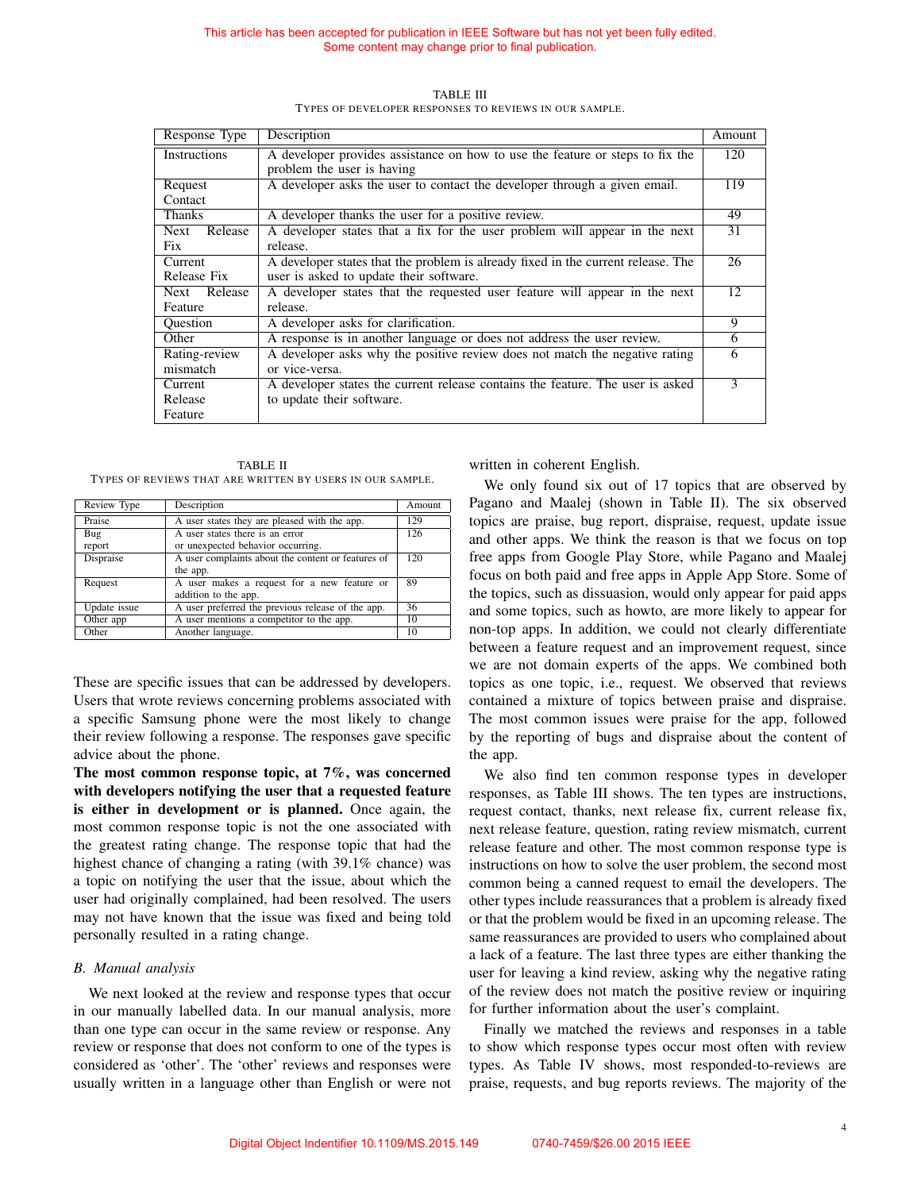TABLE III
TYPES OF DEVELOPER RESPONSES TO REVIEWS IN OUR SAMPLE.

| Response Type | Description | Amount |
|---|---|---|
| Instructions | A developer provides assistance on how to use the feature or steps to fix the problem the user is having | 120 |
| Request Contact | A developer asks the user to contact the developer through a given email. | 119 |
| Thanks | A developer thanks the user for a positive review. | 49 |
| Next Release Fix | A developer states that a fix for the user problem will appear in the next release. | 31 |
| Current Release Fix | A developer states that the problem is already fixed in the current release. The user is asked to update their software. | 26 |
| Next Release Feature | A developer states that the requested user feature will appear in the next release. | 12 |
| Question | A developer asks for clarification. | 9 |
| Other | A response is in another language or does not address the user review. | 6 |
| Rating-review mismatch | A developer asks why the positive review does not match the negative rating or vice-versa. | 6 |
| Current Release Feature | A developer states the current release contains the feature. The user is asked to update their software. | 3 |

TABLE II
TYPES OF REVIEWS THAT ARE WRITTEN BY USERS IN OUR SAMPLE.

| Review Type | Description | Amount |
|---|---|---|
| Praise | A user states they are pleased with the app. | 129 |
| Bug report | A user states there is an error or unexpected behavior occurring. | 126 |
| Dispraise | A user complaints about the content or features of the app. | 120 |
| Request | A user makes a request for a new feature or addition to the app. | 89 |
| Update issue | A user preferred the previous release of the app. | 36 |
| Other app | A user mentions a competitor to the app. | 10 |
| Other | Another language. | 10 |

These are specific issues that can be addressed by developers. Users that wrote reviews concerning problems associated with a specific Samsung phone were the most likely to change their review following a response. The responses gave specific advice about the phone.

**The most common response topic, at 7%, was concerned with developers notifying the user that a requested feature is either in development or is planned.** Once again, the most common response topic is not the one associated with the greatest rating change. The response topic that had the highest chance of changing a rating (with 39.1% chance) was a topic on notifying the user that the issue, about which the user had originally complained, had been resolved. The users may not have known that the issue was fixed and being told personally resulted in a rating change.

### B. Manual analysis

We next looked at the review and response types that occur in our manually labelled data. In our manual analysis, more than one type can occur in the same review or response. Any review or response that does not conform to one of the types is considered as 'other'. The 'other' reviews and responses were usually written in a language other than English or were not written in coherent English.

We only found six out of 17 topics that are observed by Pagano and Maalej (shown in Table II). The six observed topics are praise, bug report, dispraise, request, update issue and other apps. We think the reason is that we focus on top free apps from Google Play Store, while Pagano and Maalej focus on both paid and free apps in Apple App Store. Some of the topics, such as dissuasion, would only appear for paid apps and some topics, such as howto, are more likely to appear for non-top apps. In addition, we could not clearly differentiate between a feature request and an improvement request, since we are not domain experts of the apps. We combined both topics as one topic, i.e., request. We observed that reviews contained a mixture of topics between praise and dispraise. The most common issues were praise for the app, followed by the reporting of bugs and dispraise about the content of the app.

We also find ten common response types in developer responses, as Table III shows. The ten types are instructions, request contact, thanks, next release fix, current release fix, next release feature, question, rating review mismatch, current release feature and other. The most common response type is instructions on how to solve the user problem, the second most common being a canned request to email the developers. The other types include reassurances that a problem is already fixed or that the problem would be fixed in an upcoming release. The same reassurances are provided to users who complained about a lack of a feature. The last three types are either thanking the user for leaving a kind review, asking why the negative rating of the review does not match the positive review or inquiring for further information about the user's complaint.

Finally we matched the reviews and responses in a table to show which response types occur most often with review types. As Table IV shows, most responded-to-reviews are praise, requests, and bug reports reviews. The majority of the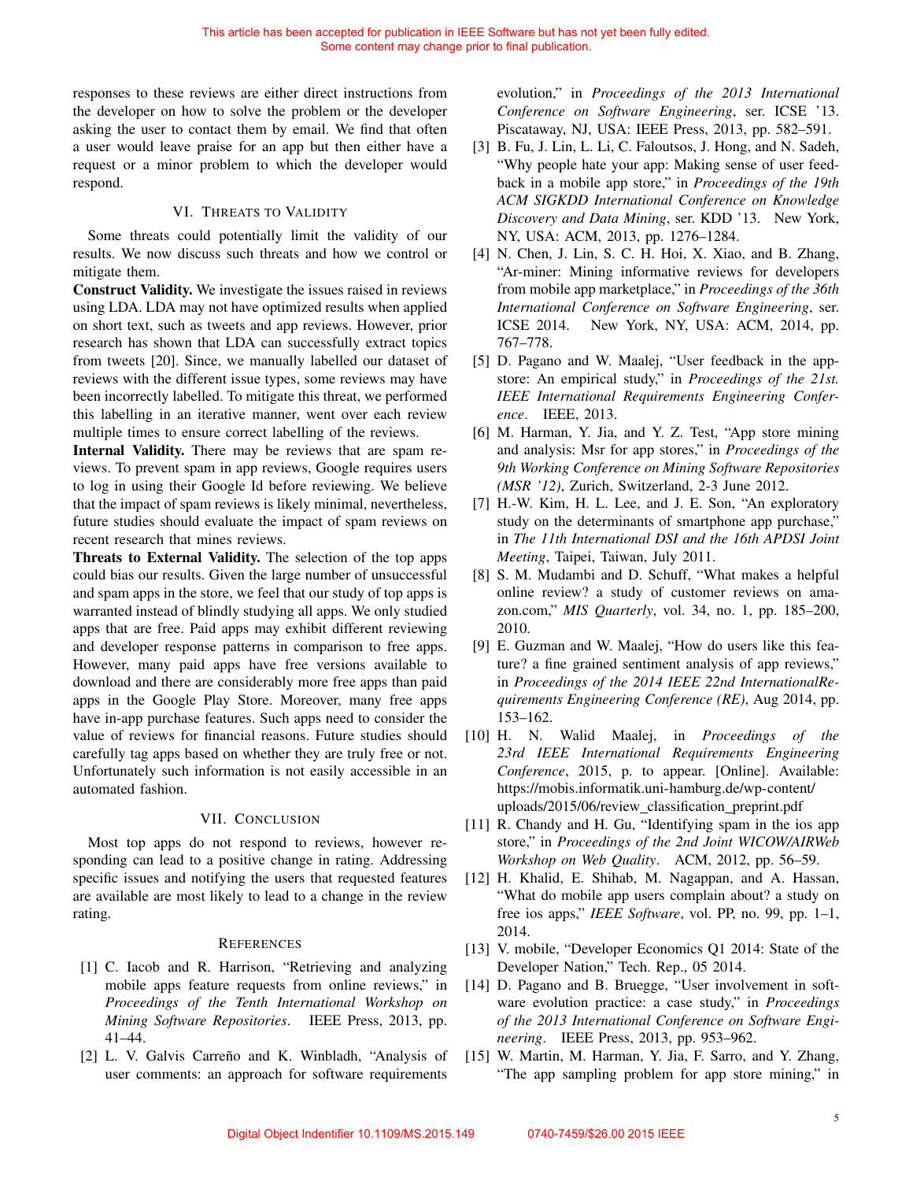responses to these reviews are either direct instructions from the developer on how to solve the problem or the developer asking the user to contact them by email. We find that often a user would leave praise for an app but then either have a request or a minor problem to which the developer would respond.

## VI. Threats to Validity

Some threats could potentially limit the validity of our results. We now discuss such threats and how we control or mitigate them.

**Construct Validity.** We investigate the issues raised in reviews using LDA. LDA may not have optimized results when applied on short text, such as tweets and app reviews. However, prior research has shown that LDA can successfully extract topics from tweets [20]. Since, we manually labelled our dataset of reviews with the different issue types, some reviews may have been incorrectly labelled. To mitigate this threat, we performed this labelling in an iterative manner, went over each review multiple times to ensure correct labelling of the reviews.

**Internal Validity.** There may be reviews that are spam reviews. To prevent spam in app reviews, Google requires users to log in using their Google Id before reviewing. We believe that the impact of spam reviews is likely minimal, nevertheless, future studies should evaluate the impact of spam reviews on recent research that mines reviews.

**Threats to External Validity.** The selection of the top apps could bias our results. Given the large number of unsuccessful and spam apps in the store, we feel that our study of top apps is warranted instead of blindly studying all apps. We only studied apps that are free. Paid apps may exhibit different reviewing and developer response patterns in comparison to free apps. However, many paid apps have free versions available to download and there are considerably more free apps than paid apps in the Google Play Store. Moreover, many free apps have in-app purchase features. Such apps need to consider the value of reviews for financial reasons. Future studies should carefully tag apps based on whether they are truly free or not. Unfortunately such information is not easily accessible in an automated fashion.

## VII. Conclusion

Most top apps do not respond to reviews, however responding can lead to a positive change in rating. Addressing specific issues and notifying the users that requested features are available are most likely to lead to a change in the review rating.

## References

[1] C. Iacob and R. Harrison, "Retrieving and analyzing mobile apps feature requests from online reviews," in *Proceedings of the Tenth International Workshop on Mining Software Repositories*. IEEE Press, 2013, pp. 41–44.

[2] L. V. Galvis Carreño and K. Winbladh, "Analysis of user comments: an approach for software requirements evolution," in *Proceedings of the 2013 International Conference on Software Engineering*, ser. ICSE '13. Piscataway, NJ, USA: IEEE Press, 2013, pp. 582–591.

[3] B. Fu, J. Lin, L. Li, C. Faloutsos, J. Hong, and N. Sadeh, "Why people hate your app: Making sense of user feedback in a mobile app store," in *Proceedings of the 19th ACM SIGKDD International Conference on Knowledge Discovery and Data Mining*, ser. KDD '13. New York, NY, USA: ACM, 2013, pp. 1276–1284.

[4] N. Chen, J. Lin, S. C. H. Hoi, X. Xiao, and B. Zhang, "Ar-miner: Mining informative reviews for developers from mobile app marketplace," in *Proceedings of the 36th International Conference on Software Engineering*, ser. ICSE 2014. New York, NY, USA: ACM, 2014, pp. 767–778.

[5] D. Pagano and W. Maalej, "User feedback in the appstore: An empirical study," in *Proceedings of the 21st. IEEE International Requirements Engineering Conference*. IEEE, 2013.

[6] M. Harman, Y. Jia, and Y. Z. Test, "App store mining and analysis: Msr for app stores," in *Proceedings of the 9th Working Conference on Mining Software Repositories (MSR '12)*, Zurich, Switzerland, 2-3 June 2012.

[7] H.-W. Kim, H. L. Lee, and J. E. Son, "An exploratory study on the determinants of smartphone app purchase," in *The 11th International DSI and the 16th APDSI Joint Meeting*, Taipei, Taiwan, July 2011.

[8] S. M. Mudambi and D. Schuff, "What makes a helpful online review? a study of customer reviews on amazon.com," *MIS Quarterly*, vol. 34, no. 1, pp. 185–200, 2010.

[9] E. Guzman and W. Maalej, "How do users like this feature? a fine grained sentiment analysis of app reviews," in *Proceedings of the 2014 IEEE 22nd InternationalRequirements Engineering Conference (RE)*, Aug 2014, pp. 153–162.

[10] H. N. Walid Maalej, in *Proceedings of the 23rd IEEE International Requirements Engineering Conference*, 2015, p. to appear. [Online]. Available: https://mobis.informatik.uni-hamburg.de/wp-content/uploads/2015/06/review_classification_preprint.pdf

[11] R. Chandy and H. Gu, "Identifying spam in the ios app store," in *Proceedings of the 2nd Joint WICOW/AIRWeb Workshop on Web Quality*. ACM, 2012, pp. 56–59.

[12] H. Khalid, E. Shihab, M. Nagappan, and A. Hassan, "What do mobile app users complain about? a study on free ios apps," *IEEE Software*, vol. PP, no. 99, pp. 1–1, 2014.

[13] V. mobile, "Developer Economics Q1 2014: State of the Developer Nation," Tech. Rep., 05 2014.

[14] D. Pagano and B. Bruegge, "User involvement in software evolution practice: a case study," in *Proceedings of the 2013 International Conference on Software Engineering*. IEEE Press, 2013, pp. 953–962.

[15] W. Martin, M. Harman, Y. Jia, F. Sarro, and Y. Zhang, "The app sampling problem for app store mining," in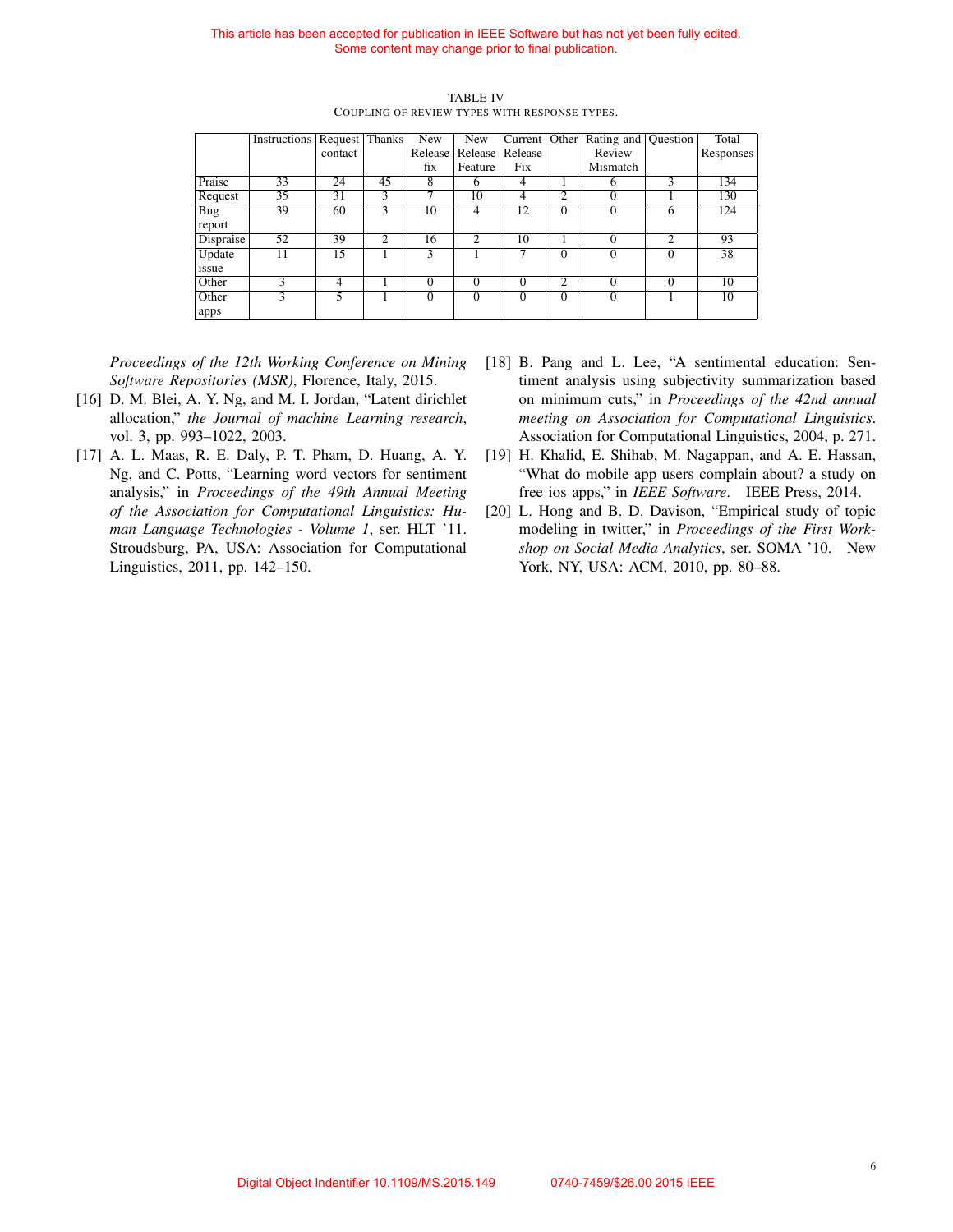TABLE IV
COUPLING OF REVIEW TYPES WITH RESPONSE TYPES.

| | Instructions | Request contact | Thanks | New Release fix | New Release Feature | Current Release Fix | Other | Rating and Review Mismatch | Question | Total Responses |
|---|---|---|---|---|---|---|---|---|---|---|
| Praise | 33 | 24 | 45 | 8 | 6 | 4 | 1 | 6 | 3 | 134 |
| Request | 35 | 31 | 3 | 7 | 10 | 4 | 2 | 0 | 1 | 130 |
| Bug report | 39 | 60 | 3 | 10 | 4 | 12 | 0 | 0 | 6 | 124 |
| Dispraise | 52 | 39 | 2 | 16 | 2 | 10 | 1 | 0 | 2 | 93 |
| Update issue | 11 | 15 | 1 | 3 | 1 | 7 | 0 | 0 | 0 | 38 |
| Other | 3 | 4 | 1 | 0 | 0 | 0 | 2 | 0 | 0 | 10 |
| Other apps | 3 | 5 | 1 | 0 | 0 | 0 | 0 | 0 | 1 | 10 |

*Proceedings of the 12th Working Conference on Mining Software Repositories (MSR)*, Florence, Italy, 2015.

[16] D. M. Blei, A. Y. Ng, and M. I. Jordan, "Latent dirichlet allocation," *the Journal of machine Learning research*, vol. 3, pp. 993–1022, 2003.

[17] A. L. Maas, R. E. Daly, P. T. Pham, D. Huang, A. Y. Ng, and C. Potts, "Learning word vectors for sentiment analysis," in *Proceedings of the 49th Annual Meeting of the Association for Computational Linguistics: Human Language Technologies - Volume 1*, ser. HLT '11. Stroudsburg, PA, USA: Association for Computational Linguistics, 2011, pp. 142–150.

[18] B. Pang and L. Lee, "A sentimental education: Sentiment analysis using subjectivity summarization based on minimum cuts," in *Proceedings of the 42nd annual meeting on Association for Computational Linguistics*. Association for Computational Linguistics, 2004, p. 271.

[19] H. Khalid, E. Shihab, M. Nagappan, and A. E. Hassan, "What do mobile app users complain about? a study on free ios apps," in *IEEE Software*. IEEE Press, 2014.

[20] L. Hong and B. D. Davison, "Empirical study of topic modeling in twitter," in *Proceedings of the First Workshop on Social Media Analytics*, ser. SOMA '10. New York, NY, USA: ACM, 2010, pp. 80–88.